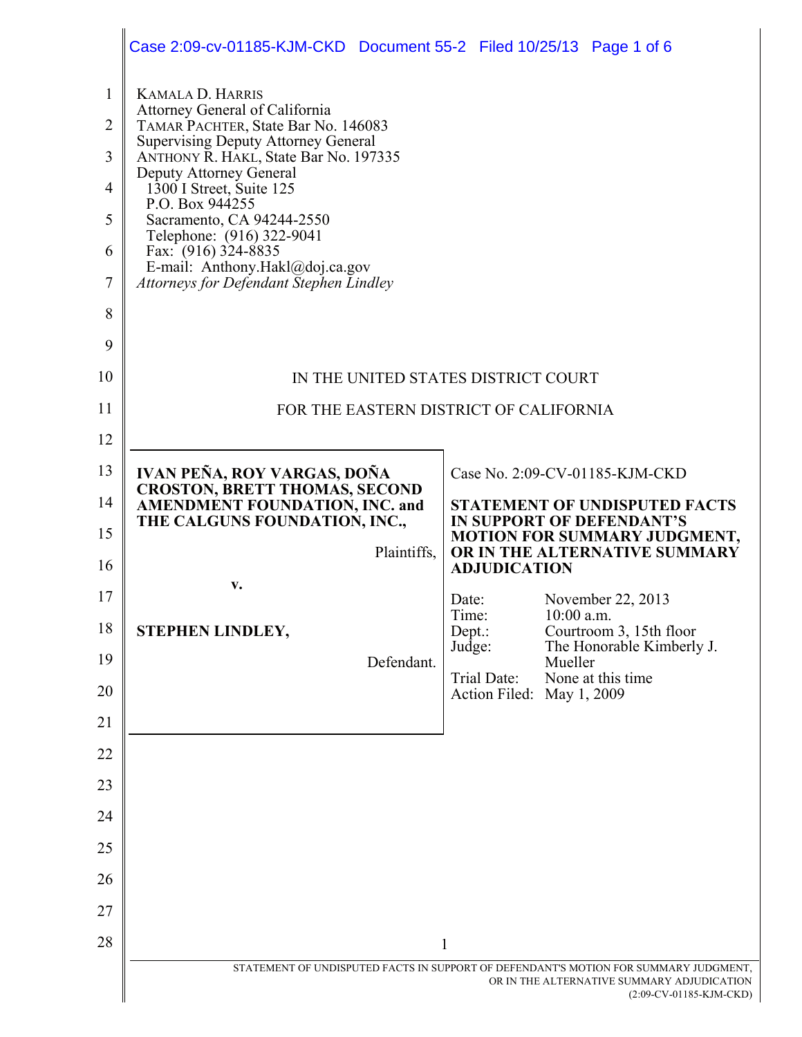KAMALA D. HARRIS
Attorney General of California
TAMAR PACHTER, State Bar No. 146083
Supervising Deputy Attorney General
ANTHONY R. HAKL, State Bar No. 197335
Deputy Attorney General
1300 I Street, Suite 125
P.O. Box 944255
Sacramento, CA 94244-2550
Telephone: (916) 322-9041
Fax: (916) 324-8835
E-mail: Anthony.Hakl@doj.ca.gov
*Attorneys for Defendant Stephen Lindley*

IN THE UNITED STATES DISTRICT COURT

FOR THE EASTERN DISTRICT OF CALIFORNIA

**IVAN PEÑA, ROY VARGAS, DOÑA CROSTON, BRETT THOMAS, SECOND AMENDMENT FOUNDATION, INC. and THE CALGUNS FOUNDATION, INC.,**

Plaintiffs,

**v.**

**STEPHEN LINDLEY,**

Defendant.

Case No. 2:09-CV-01185-KJM-CKD

**STATEMENT OF UNDISPUTED FACTS IN SUPPORT OF DEFENDANT'S MOTION FOR SUMMARY JUDGMENT, OR IN THE ALTERNATIVE SUMMARY ADJUDICATION**

| | |
|---|---|
| Date: | November 22, 2013 |
| Time: | 10:00 a.m. |
| Dept.: | Courtroom 3, 15th floor |
| Judge: | The Honorable Kimberly J. Mueller |
| Trial Date: | None at this time |
| Action Filed: | May 1, 2009 |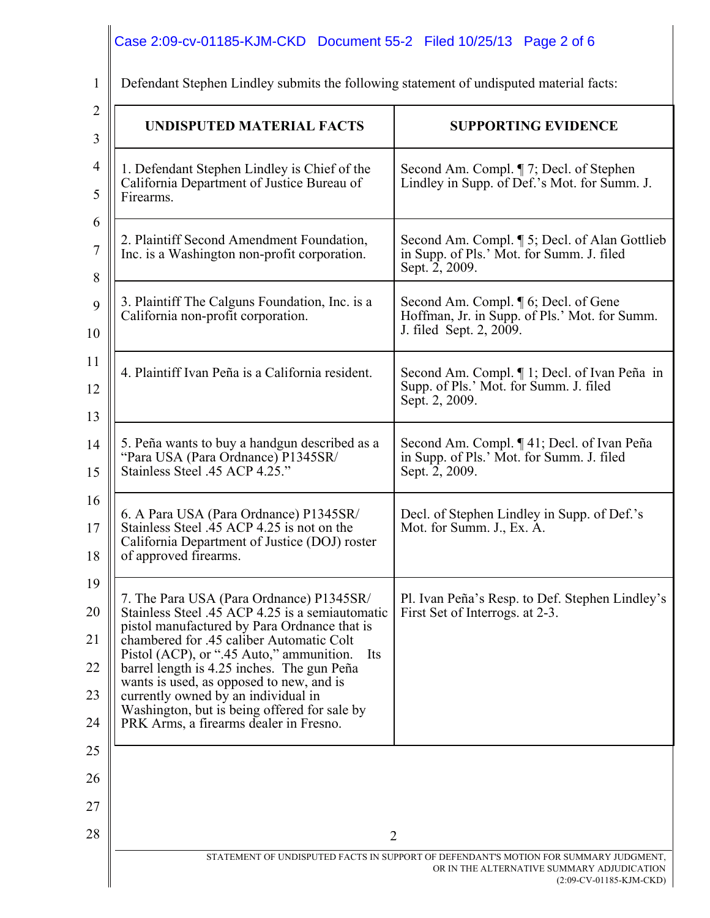Defendant Stephen Lindley submits the following statement of undisputed material facts:

| UNDISPUTED MATERIAL FACTS | SUPPORTING EVIDENCE |
|---|---|
| 1. Defendant Stephen Lindley is Chief of the California Department of Justice Bureau of Firearms. | Second Am. Compl. ¶ 7; Decl. of Stephen Lindley in Supp. of Def.'s Mot. for Summ. J. |
| 2. Plaintiff Second Amendment Foundation, Inc. is a Washington non-profit corporation. | Second Am. Compl. ¶ 5; Decl. of Alan Gottlieb in Supp. of Pls.' Mot. for Summ. J. filed Sept. 2, 2009. |
| 3. Plaintiff The Calguns Foundation, Inc. is a California non-profit corporation. | Second Am. Compl. ¶ 6; Decl. of Gene Hoffman, Jr. in Supp. of Pls.' Mot. for Summ. J. filed Sept. 2, 2009. |
| 4. Plaintiff Ivan Peña is a California resident. | Second Am. Compl. ¶ 1; Decl. of Ivan Peña in Supp. of Pls.' Mot. for Summ. J. filed Sept. 2, 2009. |
| 5. Peña wants to buy a handgun described as a "Para USA (Para Ordnance) P1345SR/ Stainless Steel .45 ACP 4.25." | Second Am. Compl. ¶ 41; Decl. of Ivan Peña in Supp. of Pls.' Mot. for Summ. J. filed Sept. 2, 2009. |
| 6. A Para USA (Para Ordnance) P1345SR/ Stainless Steel .45 ACP 4.25 is not on the California Department of Justice (DOJ) roster of approved firearms. | Decl. of Stephen Lindley in Supp. of Def.'s Mot. for Summ. J., Ex. A. |
| 7. The Para USA (Para Ordnance) P1345SR/ Stainless Steel .45 ACP 4.25 is a semiautomatic pistol manufactured by Para Ordnance that is chambered for .45 caliber Automatic Colt Pistol (ACP), or ".45 Auto," ammunition. Its barrel length is 4.25 inches. The gun Peña wants is used, as opposed to new, and is currently owned by an individual in Washington, but is being offered for sale by PRK Arms, a firearms dealer in Fresno. | Pl. Ivan Peña's Resp. to Def. Stephen Lindley's First Set of Interrogs. at 2-3. |

STATEMENT OF UNDISPUTED FACTS IN SUPPORT OF DEFENDANT'S MOTION FOR SUMMARY JUDGMENT, OR IN THE ALTERNATIVE SUMMARY ADJUDICATION (2:09-CV-01185-KJM-CKD)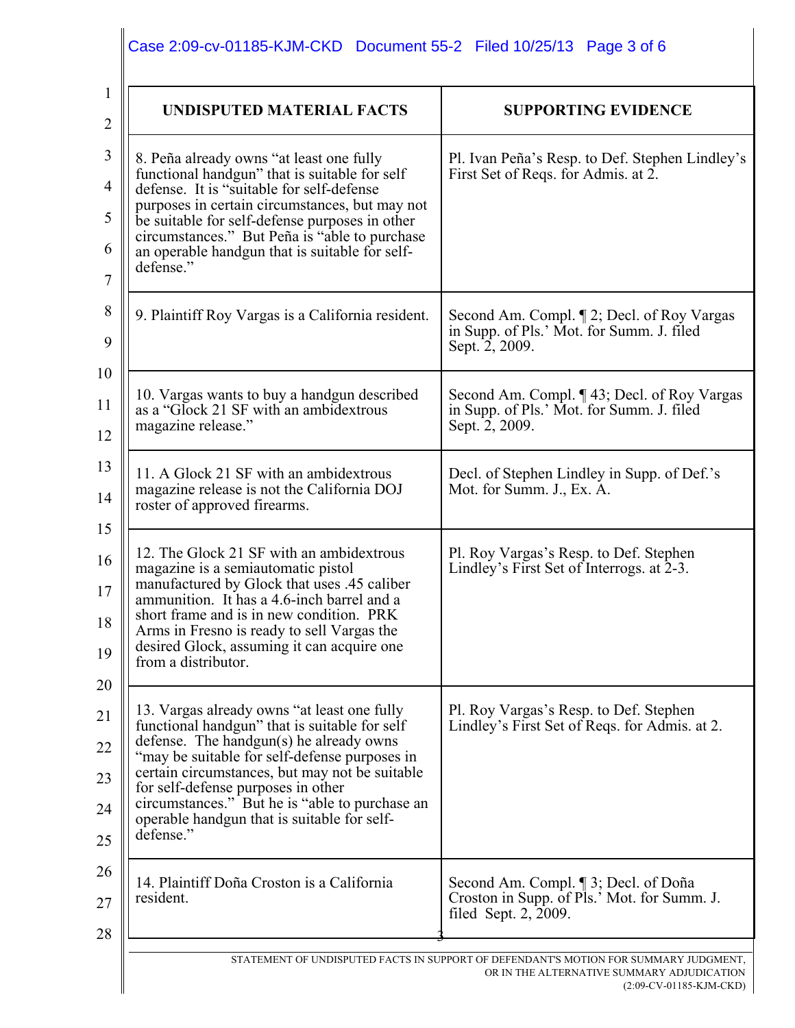| UNDISPUTED MATERIAL FACTS | SUPPORTING EVIDENCE |
|---|---|
| 8. Peña already owns "at least one fully functional handgun" that is suitable for self defense. It is "suitable for self-defense purposes in certain circumstances, but may not be suitable for self-defense purposes in other circumstances." But Peña is "able to purchase an operable handgun that is suitable for self-defense." | Pl. Ivan Peña's Resp. to Def. Stephen Lindley's First Set of Reqs. for Admis. at 2. |
| 9. Plaintiff Roy Vargas is a California resident. | Second Am. Compl. ¶ 2; Decl. of Roy Vargas in Supp. of Pls.' Mot. for Summ. J. filed Sept. 2, 2009. |
| 10. Vargas wants to buy a handgun described as a "Glock 21 SF with an ambidextrous magazine release." | Second Am. Compl. ¶ 43; Decl. of Roy Vargas in Supp. of Pls.' Mot. for Summ. J. filed Sept. 2, 2009. |
| 11. A Glock 21 SF with an ambidextrous magazine release is not the California DOJ roster of approved firearms. | Decl. of Stephen Lindley in Supp. of Def.'s Mot. for Summ. J., Ex. A. |
| 12. The Glock 21 SF with an ambidextrous magazine is a semiautomatic pistol manufactured by Glock that uses .45 caliber ammunition. It has a 4.6-inch barrel and a short frame and is in new condition. PRK Arms in Fresno is ready to sell Vargas the desired Glock, assuming it can acquire one from a distributor. | Pl. Roy Vargas's Resp. to Def. Stephen Lindley's First Set of Interrogs. at 2-3. |
| 13. Vargas already owns "at least one fully functional handgun" that is suitable for self defense. The handgun(s) he already owns "may be suitable for self-defense purposes in certain circumstances, but may not be suitable for self-defense purposes in other circumstances." But he is "able to purchase an operable handgun that is suitable for self-defense." | Pl. Roy Vargas's Resp. to Def. Stephen Lindley's First Set of Reqs. for Admis. at 2. |
| 14. Plaintiff Doña Croston is a California resident. | Second Am. Compl. ¶ 3; Decl. of Doña Croston in Supp. of Pls.' Mot. for Summ. J. filed Sept. 2, 2009. |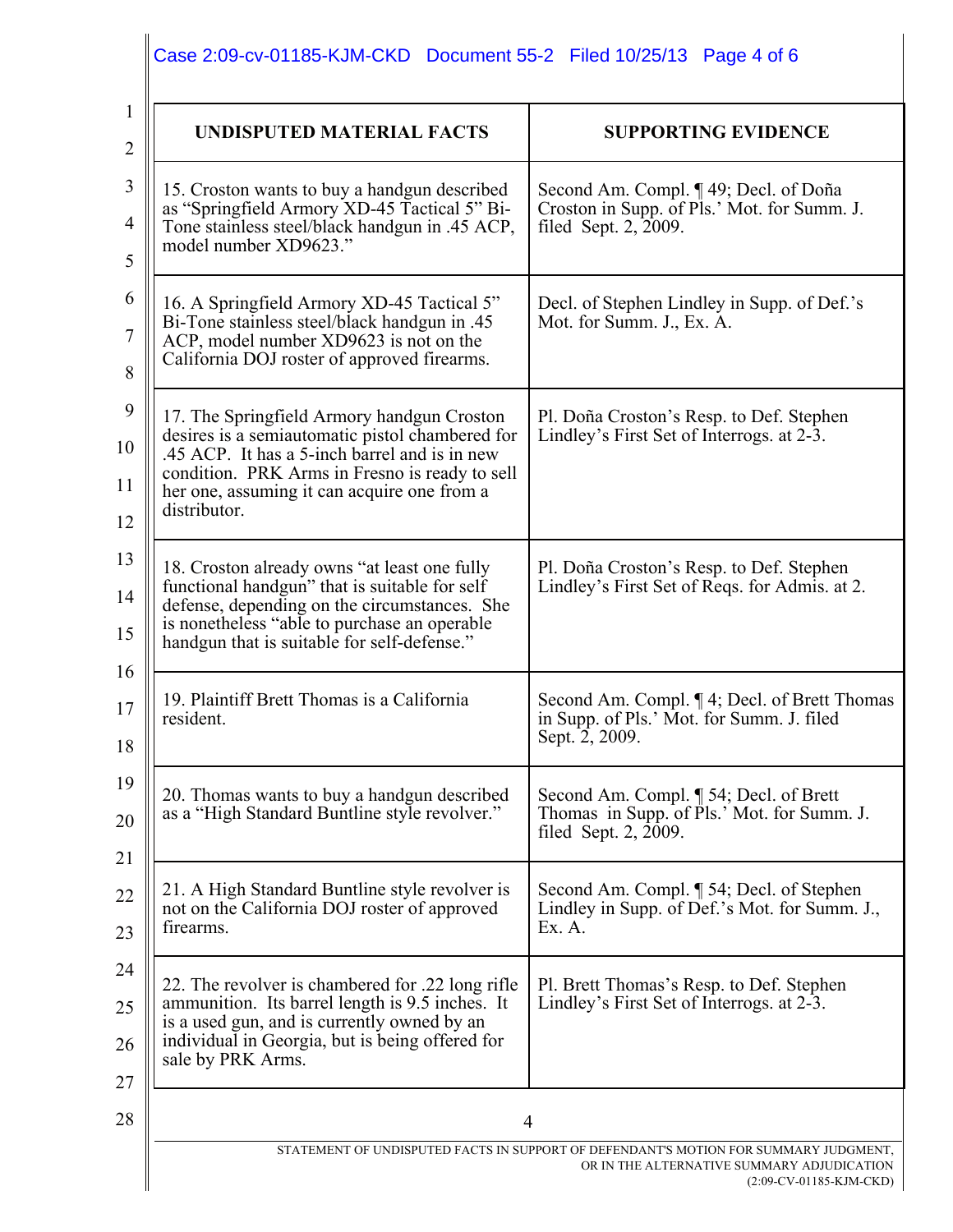| UNDISPUTED MATERIAL FACTS | SUPPORTING EVIDENCE |
|---|---|
| 15. Croston wants to buy a handgun described as "Springfield Armory XD-45 Tactical 5" Bi-Tone stainless steel/black handgun in .45 ACP, model number XD9623." | Second Am. Compl. ¶ 49; Decl. of Doña Croston in Supp. of Pls.' Mot. for Summ. J. filed Sept. 2, 2009. |
| 16. A Springfield Armory XD-45 Tactical 5" Bi-Tone stainless steel/black handgun in .45 ACP, model number XD9623 is not on the California DOJ roster of approved firearms. | Decl. of Stephen Lindley in Supp. of Def.'s Mot. for Summ. J., Ex. A. |
| 17. The Springfield Armory handgun Croston desires is a semiautomatic pistol chambered for .45 ACP. It has a 5-inch barrel and is in new condition. PRK Arms in Fresno is ready to sell her one, assuming it can acquire one from a distributor. | Pl. Doña Croston's Resp. to Def. Stephen Lindley's First Set of Interrogs. at 2-3. |
| 18. Croston already owns "at least one fully functional handgun" that is suitable for self defense, depending on the circumstances. She is nonetheless "able to purchase an operable handgun that is suitable for self-defense." | Pl. Doña Croston's Resp. to Def. Stephen Lindley's First Set of Reqs. for Admis. at 2. |
| 19. Plaintiff Brett Thomas is a California resident. | Second Am. Compl. ¶ 4; Decl. of Brett Thomas in Supp. of Pls.' Mot. for Summ. J. filed Sept. 2, 2009. |
| 20. Thomas wants to buy a handgun described as a "High Standard Buntline style revolver." | Second Am. Compl. ¶ 54; Decl. of Brett Thomas in Supp. of Pls.' Mot. for Summ. J. filed Sept. 2, 2009. |
| 21. A High Standard Buntline style revolver is not on the California DOJ roster of approved firearms. | Second Am. Compl. ¶ 54; Decl. of Stephen Lindley in Supp. of Def.'s Mot. for Summ. J., Ex. A. |
| 22. The revolver is chambered for .22 long rifle ammunition. Its barrel length is 9.5 inches. It is a used gun, and is currently owned by an individual in Georgia, but is being offered for sale by PRK Arms. | Pl. Brett Thomas's Resp. to Def. Stephen Lindley's First Set of Interrogs. at 2-3. |

STATEMENT OF UNDISPUTED FACTS IN SUPPORT OF DEFENDANT'S MOTION FOR SUMMARY JUDGMENT, OR IN THE ALTERNATIVE SUMMARY ADJUDICATION (2:09-CV-01185-KJM-CKD)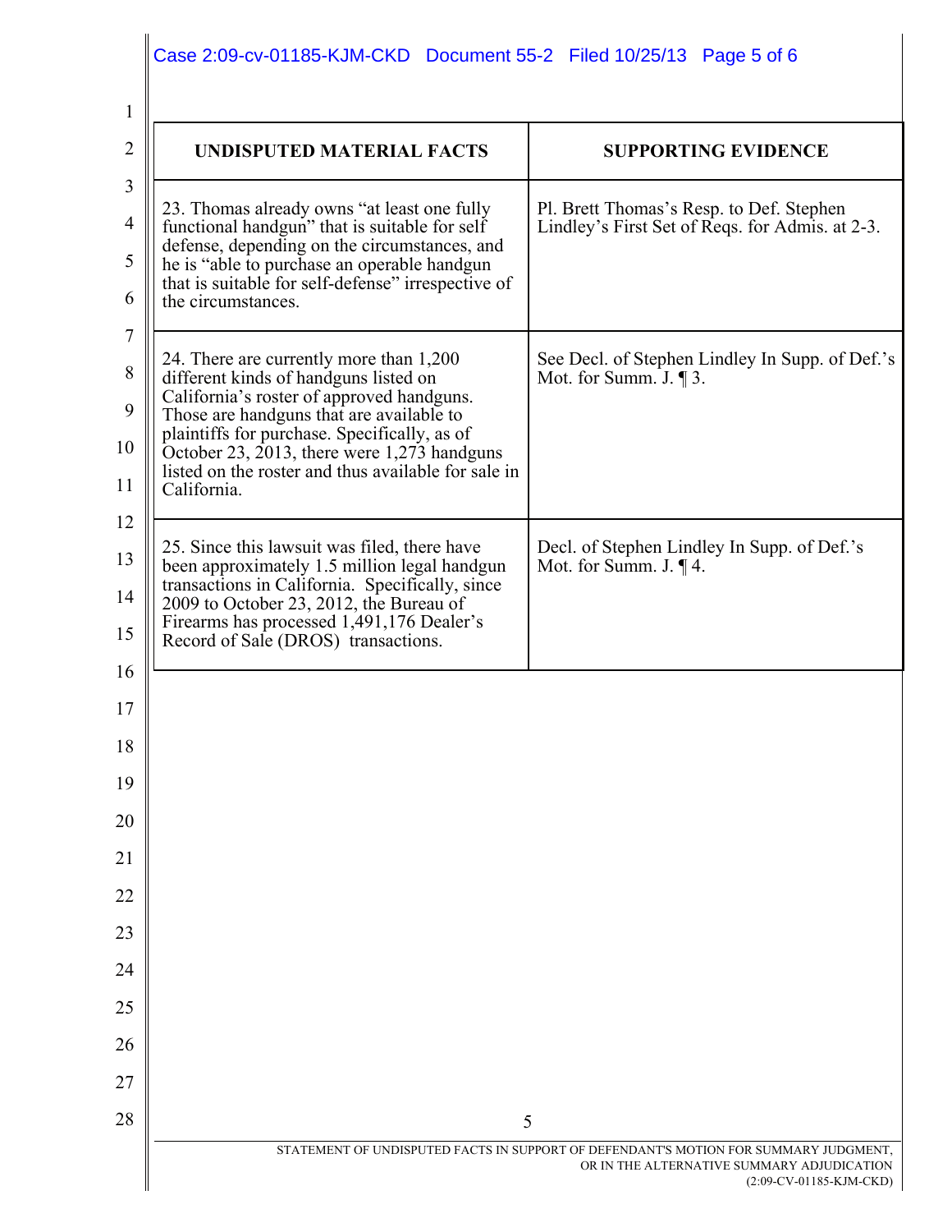| UNDISPUTED MATERIAL FACTS | SUPPORTING EVIDENCE |
|---|---|
| 23. Thomas already owns "at least one fully functional handgun" that is suitable for self defense, depending on the circumstances, and he is "able to purchase an operable handgun that is suitable for self-defense" irrespective of the circumstances. | Pl. Brett Thomas's Resp. to Def. Stephen Lindley's First Set of Reqs. for Admis. at 2-3. |
| 24. There are currently more than 1,200 different kinds of handguns listed on California's roster of approved handguns. Those are handguns that are available to plaintiffs for purchase. Specifically, as of October 23, 2013, there were 1,273 handguns listed on the roster and thus available for sale in California. | See Decl. of Stephen Lindley In Supp. of Def.'s Mot. for Summ. J. ¶ 3. |
| 25. Since this lawsuit was filed, there have been approximately 1.5 million legal handgun transactions in California. Specifically, since 2009 to October 23, 2012, the Bureau of Firearms has processed 1,491,176 Dealer's Record of Sale (DROS) transactions. | Decl. of Stephen Lindley In Supp. of Def.'s Mot. for Summ. J. ¶ 4. |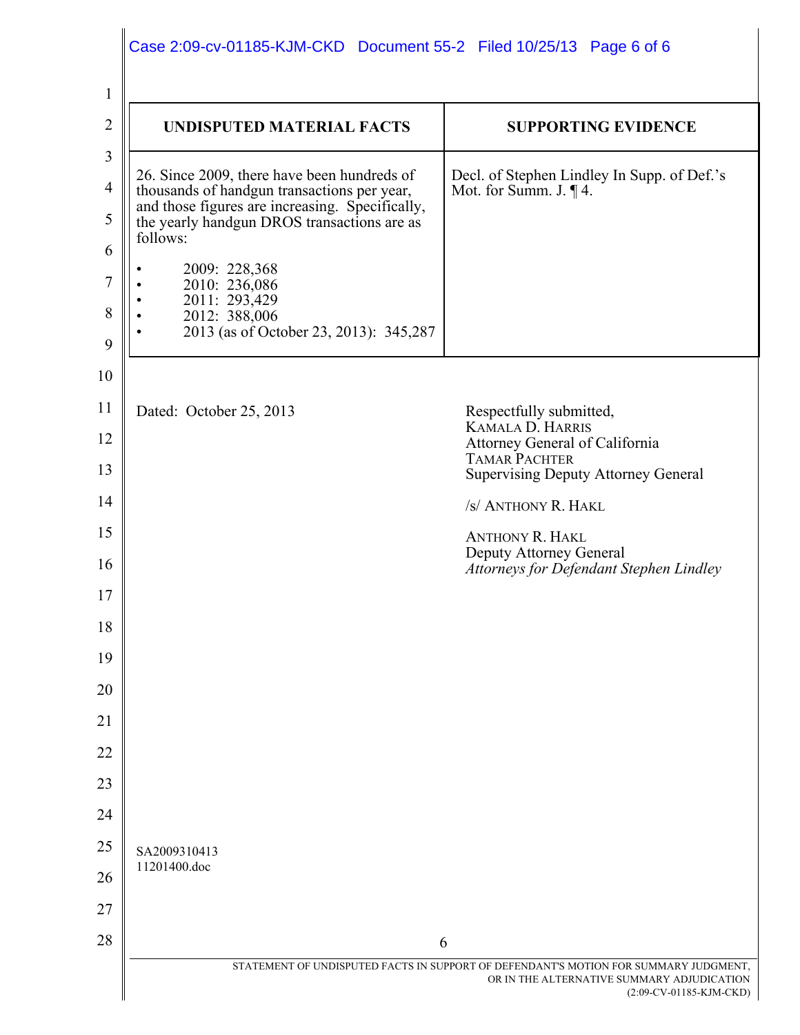| UNDISPUTED MATERIAL FACTS | SUPPORTING EVIDENCE |
|---|---|
| 26. Since 2009, there have been hundreds of thousands of handgun transactions per year, and those figures are increasing. Specifically, the yearly handgun DROS transactions are as follows:<br>• 2009: 228,368<br>• 2010: 236,086<br>• 2011: 293,429<br>• 2012: 388,006<br>• 2013 (as of October 23, 2013): 345,287 | Decl. of Stephen Lindley In Supp. of Def.'s Mot. for Summ. J. ¶ 4. |

Dated: October 25, 2013

Respectfully submitted,
KAMALA D. HARRIS
Attorney General of California
TAMAR PACHTER
Supervising Deputy Attorney General

/s/ ANTHONY R. HAKL

ANTHONY R. HAKL
Deputy Attorney General
*Attorneys for Defendant Stephen Lindley*

SA2009310413
11201400.doc

STATEMENT OF UNDISPUTED FACTS IN SUPPORT OF DEFENDANT'S MOTION FOR SUMMARY JUDGMENT, OR IN THE ALTERNATIVE SUMMARY ADJUDICATION (2:09-CV-01185-KJM-CKD)